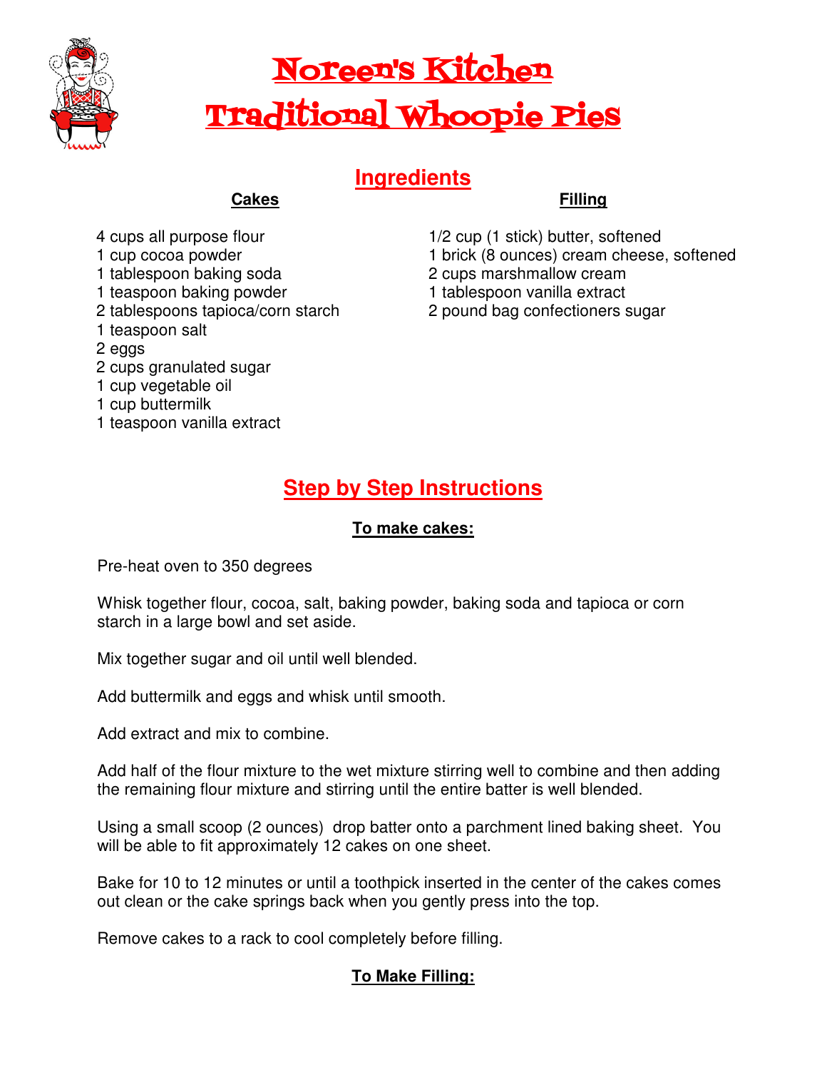# Noreen's Kitchen
# Traditional Whoopie Pies

## Ingredients

### Cakes

4 cups all purpose flour
1 cup cocoa powder
1 tablespoon baking soda
1 teaspoon baking powder
2 tablespoons tapioca/corn starch
1 teaspoon salt
2 eggs
2 cups granulated sugar
1 cup vegetable oil
1 cup buttermilk
1 teaspoon vanilla extract

### Filling

1/2 cup (1 stick) butter, softened
1 brick (8 ounces) cream cheese, softened
2 cups marshmallow cream
1 tablespoon vanilla extract
2 pound bag confectioners sugar

## Step by Step Instructions

### To make cakes:

Pre-heat oven to 350 degrees

Whisk together flour, cocoa, salt, baking powder, baking soda and tapioca or corn starch in a large bowl and set aside.

Mix together sugar and oil until well blended.

Add buttermilk and eggs and whisk until smooth.

Add extract and mix to combine.

Add half of the flour mixture to the wet mixture stirring well to combine and then adding the remaining flour mixture and stirring until the entire batter is well blended.

Using a small scoop (2 ounces) drop batter onto a parchment lined baking sheet. You will be able to fit approximately 12 cakes on one sheet.

Bake for 10 to 12 minutes or until a toothpick inserted in the center of the cakes comes out clean or the cake springs back when you gently press into the top.

Remove cakes to a rack to cool completely before filling.

### To Make Filling: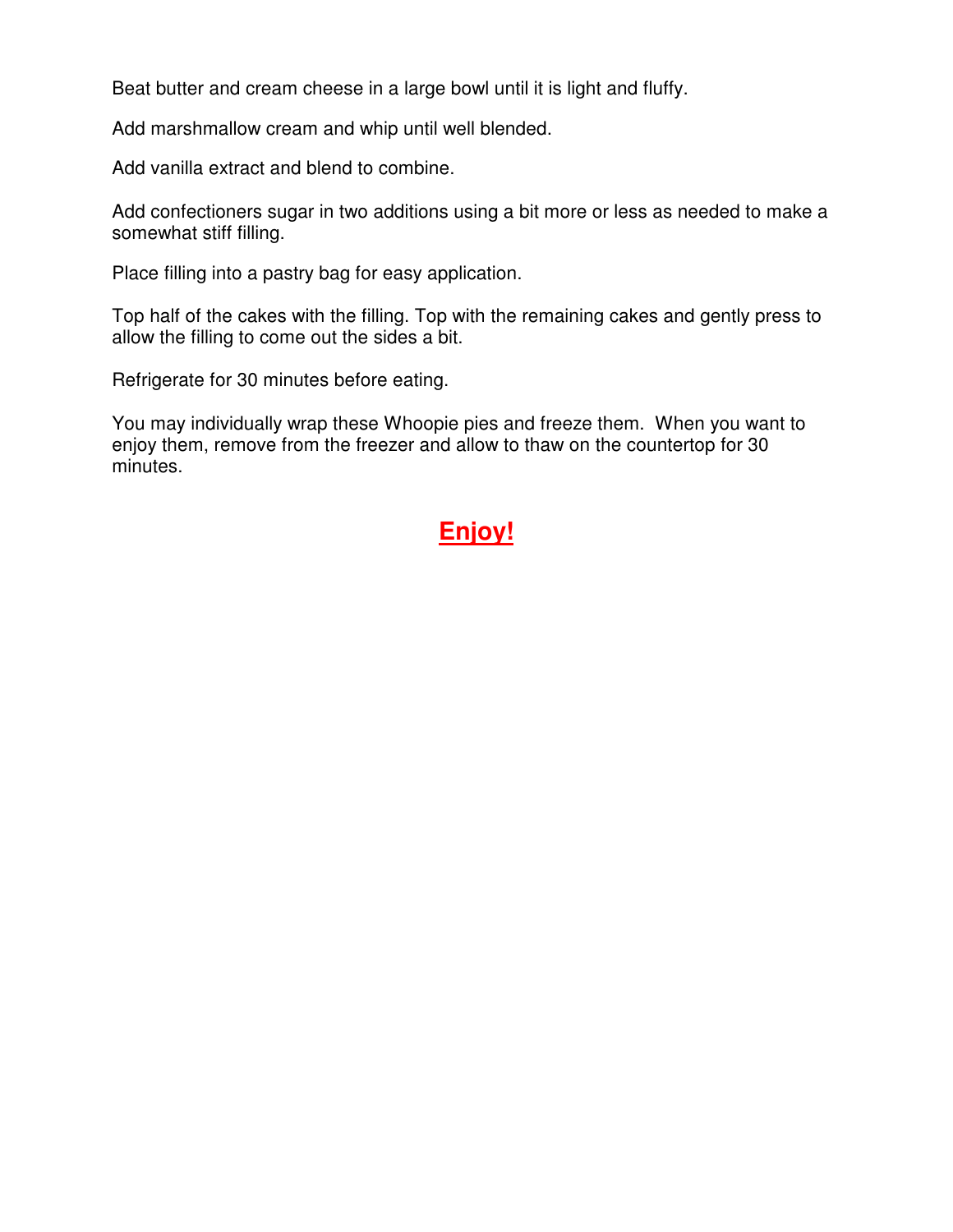Beat butter and cream cheese in a large bowl until it is light and fluffy.

Add marshmallow cream and whip until well blended.

Add vanilla extract and blend to combine.

Add confectioners sugar in two additions using a bit more or less as needed to make a somewhat stiff filling.

Place filling into a pastry bag for easy application.

Top half of the cakes with the filling. Top with the remaining cakes and gently press to allow the filling to come out the sides a bit.

Refrigerate for 30 minutes before eating.

You may individually wrap these Whoopie pies and freeze them. When you want to enjoy them, remove from the freezer and allow to thaw on the countertop for 30 minutes.

**Enjoy!**